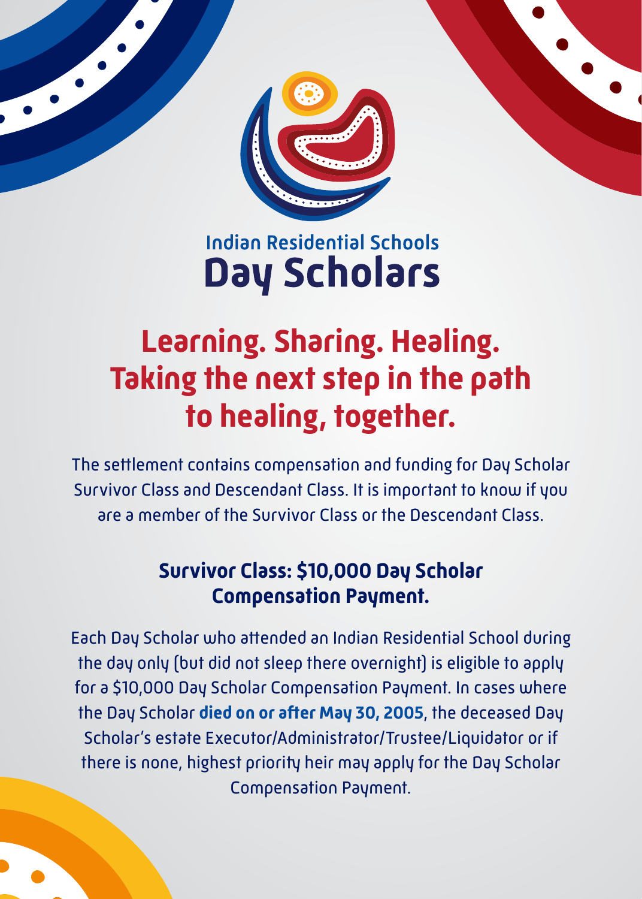Indian Residential Schools

# Day Scholars

## Learning. Sharing. Healing. Taking the next step in the path to healing, together.

The settlement contains compensation and funding for Day Scholar Survivor Class and Descendant Class. It is important to know if you are a member of the Survivor Class or the Descendant Class.

### Survivor Class: $10,000 Day Scholar Compensation Payment.

Each Day Scholar who attended an Indian Residential School during the day only (but did not sleep there overnight) is eligible to apply for a $10,000 Day Scholar Compensation Payment. In cases where the Day Scholar **died on or after May 30, 2005**, the deceased Day Scholar's estate Executor/Administrator/Trustee/Liquidator or if there is none, highest priority heir may apply for the Day Scholar Compensation Payment.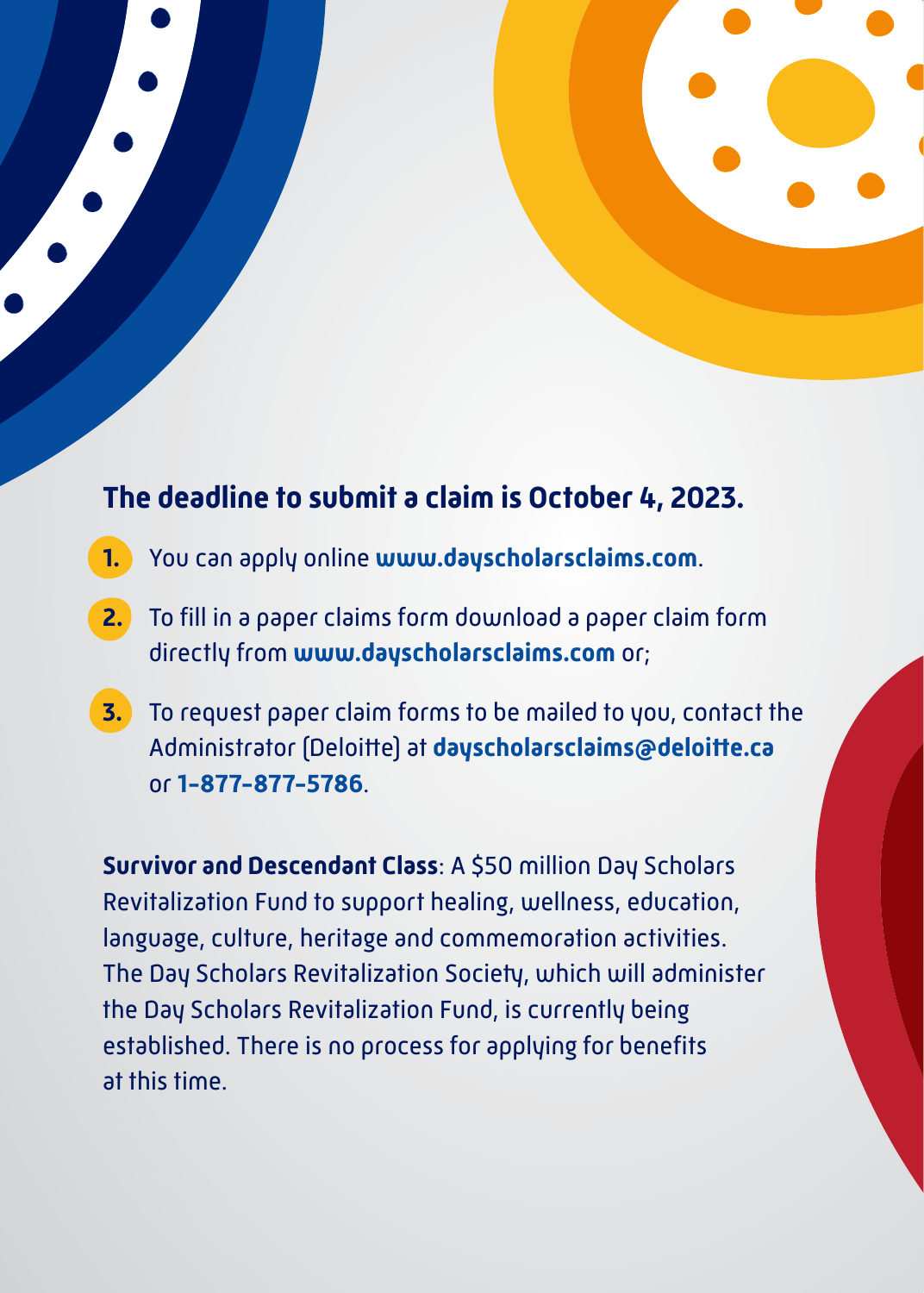**The deadline to submit a claim is October 4, 2023.**

1. You can apply online **www.dayscholarsclaims.com**.
2. To fill in a paper claims form download a paper claim form directly from **www.dayscholarsclaims.com** or;
3. To request paper claim forms to be mailed to you, contact the Administrator (Deloitte) at **dayscholarsclaims@deloitte.ca** or **1-877-877-5786**.

**Survivor and Descendant Class**: A $50 million Day Scholars Revitalization Fund to support healing, wellness, education, language, culture, heritage and commemoration activities. The Day Scholars Revitalization Society, which will administer the Day Scholars Revitalization Fund, is currently being established. There is no process for applying for benefits at this time.